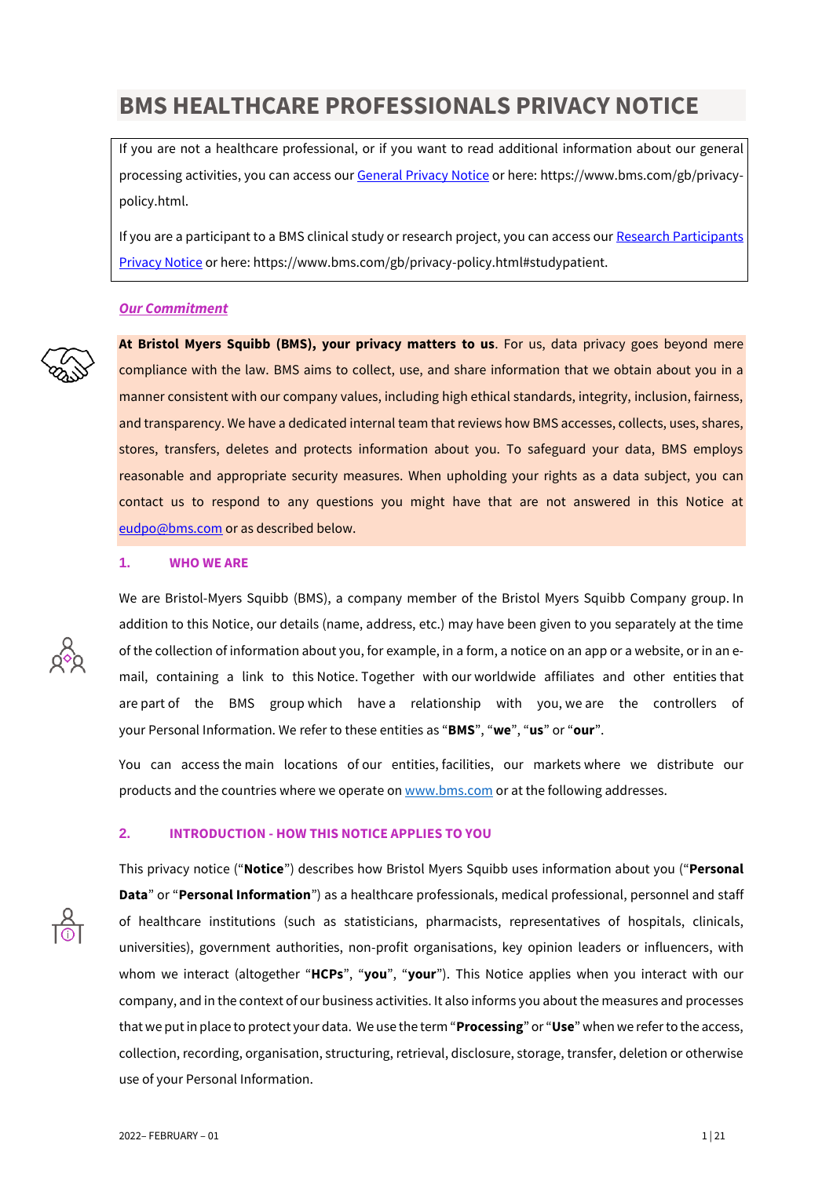# BMS HEALTHCARE PROFESSIONALS PRIVACY NOTICE

If you are not a healthcare professional, or if you want to read additional information about our general processing activities, you can access our General Privacy Notice or here: https://www.bms.com/gb/privacy-policy.html.

If you are a participant to a BMS clinical study or research project, you can access our Research Participants Privacy Notice or here: https://www.bms.com/gb/privacy-policy.html#studypatient.

***Our Commitment***

**At Bristol Myers Squibb (BMS), your privacy matters to us**. For us, data privacy goes beyond mere compliance with the law. BMS aims to collect, use, and share information that we obtain about you in a manner consistent with our company values, including high ethical standards, integrity, inclusion, fairness, and transparency. We have a dedicated internal team that reviews how BMS accesses, collects, uses, shares, stores, transfers, deletes and protects information about you. To safeguard your data, BMS employs reasonable and appropriate security measures. When upholding your rights as a data subject, you can contact us to respond to any questions you might have that are not answered in this Notice at eudpo@bms.com or as described below.

## 1. WHO WE ARE

We are Bristol-Myers Squibb (BMS), a company member of the Bristol Myers Squibb Company group. In addition to this Notice, our details (name, address, etc.) may have been given to you separately at the time of the collection of information about you, for example, in a form, a notice on an app or a website, or in an e-mail, containing a link to this Notice. Together with our worldwide affiliates and other entities that are part of the BMS group which have a relationship with you, we are the controllers of your Personal Information. We refer to these entities as "**BMS**", "**we**", "**us**" or "**our**".

You can access the main locations of our entities, facilities, our markets where we distribute our products and the countries where we operate on www.bms.com or at the following addresses.

## 2. INTRODUCTION - HOW THIS NOTICE APPLIES TO YOU

This privacy notice ("**Notice**") describes how Bristol Myers Squibb uses information about you ("**Personal Data**" or "**Personal Information**") as a healthcare professionals, medical professional, personnel and staff of healthcare institutions (such as statisticians, pharmacists, representatives of hospitals, clinicals, universities), government authorities, non-profit organisations, key opinion leaders or influencers, with whom we interact (altogether "**HCPs**", "**you**", "**your**"). This Notice applies when you interact with our company, and in the context of our business activities. It also informs you about the measures and processes that we put in place to protect your data. We use the term "**Processing**" or "**Use**" when we refer to the access, collection, recording, organisation, structuring, retrieval, disclosure, storage, transfer, deletion or otherwise use of your Personal Information.

2022– FEBRUARY – 01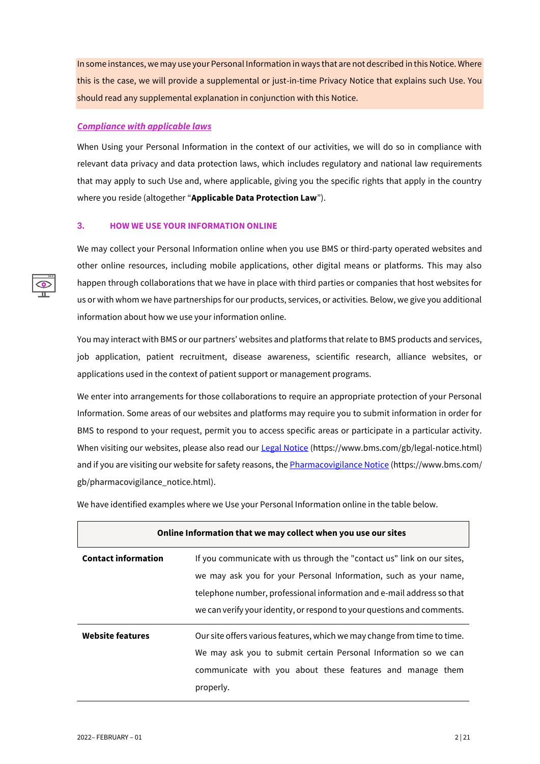In some instances, we may use your Personal Information in ways that are not described in this Notice. Where this is the case, we will provide a supplemental or just-in-time Privacy Notice that explains such Use. You should read any supplemental explanation in conjunction with this Notice.

***Compliance with applicable laws***

When Using your Personal Information in the context of our activities, we will do so in compliance with relevant data privacy and data protection laws, which includes regulatory and national law requirements that may apply to such Use and, where applicable, giving you the specific rights that apply in the country where you reside (altogether "**Applicable Data Protection Law**").

## 3. HOW WE USE YOUR INFORMATION ONLINE

We may collect your Personal Information online when you use BMS or third-party operated websites and other online resources, including mobile applications, other digital means or platforms. This may also happen through collaborations that we have in place with third parties or companies that host websites for us or with whom we have partnerships for our products, services, or activities. Below, we give you additional information about how we use your information online.

You may interact with BMS or our partners' websites and platforms that relate to BMS products and services, job application, patient recruitment, disease awareness, scientific research, alliance websites, or applications used in the context of patient support or management programs.

We enter into arrangements for those collaborations to require an appropriate protection of your Personal Information. Some areas of our websites and platforms may require you to submit information in order for BMS to respond to your request, permit you to access specific areas or participate in a particular activity. When visiting our websites, please also read our Legal Notice (https://www.bms.com/gb/legal-notice.html) and if you are visiting our website for safety reasons, the Pharmacovigilance Notice (https://www.bms.com/gb/pharmacovigilance_notice.html).

We have identified examples where we Use your Personal Information online in the table below.

| **Online Information that we may collect when you use our sites** | |
|---|---|
| **Contact information** | If you communicate with us through the "contact us" link on our sites, we may ask you for your Personal Information, such as your name, telephone number, professional information and e-mail address so that we can verify your identity, or respond to your questions and comments. |
| **Website features** | Our site offers various features, which we may change from time to time. We may ask you to submit certain Personal Information so we can communicate with you about these features and manage them properly. |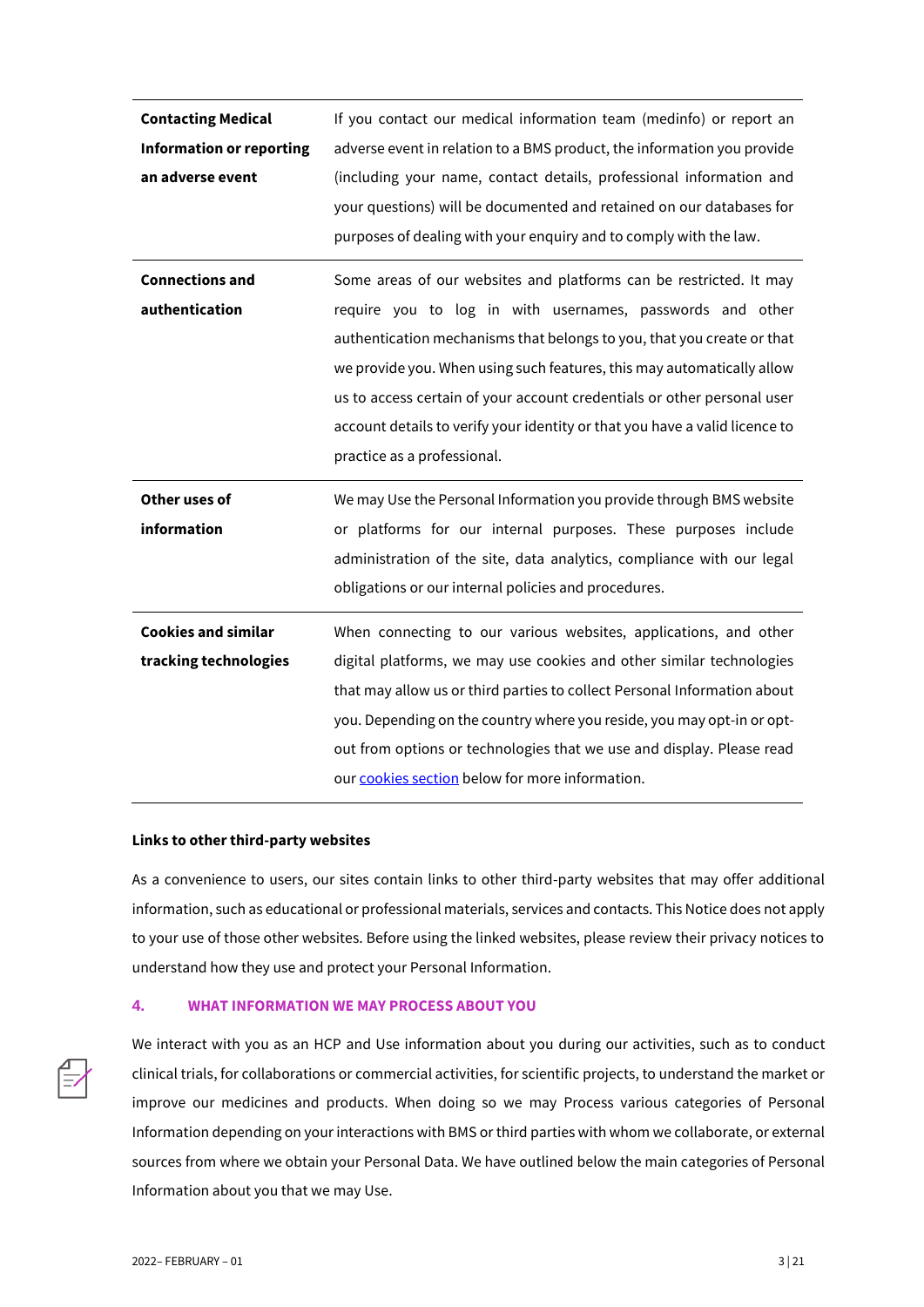| | |
|---|---|
| **Contacting Medical Information or reporting an adverse event** | If you contact our medical information team (medinfo) or report an adverse event in relation to a BMS product, the information you provide (including your name, contact details, professional information and your questions) will be documented and retained on our databases for purposes of dealing with your enquiry and to comply with the law. |
| **Connections and authentication** | Some areas of our websites and platforms can be restricted. It may require you to log in with usernames, passwords and other authentication mechanisms that belongs to you, that you create or that we provide you. When using such features, this may automatically allow us to access certain of your account credentials or other personal user account details to verify your identity or that you have a valid licence to practice as a professional. |
| **Other uses of information** | We may Use the Personal Information you provide through BMS website or platforms for our internal purposes. These purposes include administration of the site, data analytics, compliance with our legal obligations or our internal policies and procedures. |
| **Cookies and similar tracking technologies** | When connecting to our various websites, applications, and other digital platforms, we may use cookies and other similar technologies that may allow us or third parties to collect Personal Information about you. Depending on the country where you reside, you may opt-in or opt-out from options or technologies that we use and display. Please read our cookies section below for more information. |

**Links to other third-party websites**

As a convenience to users, our sites contain links to other third-party websites that may offer additional information, such as educational or professional materials, services and contacts. This Notice does not apply to your use of those other websites. Before using the linked websites, please review their privacy notices to understand how they use and protect your Personal Information.

## 4. WHAT INFORMATION WE MAY PROCESS ABOUT YOU

We interact with you as an HCP and Use information about you during our activities, such as to conduct clinical trials, for collaborations or commercial activities, for scientific projects, to understand the market or improve our medicines and products. When doing so we may Process various categories of Personal Information depending on your interactions with BMS or third parties with whom we collaborate, or external sources from where we obtain your Personal Data. We have outlined below the main categories of Personal Information about you that we may Use.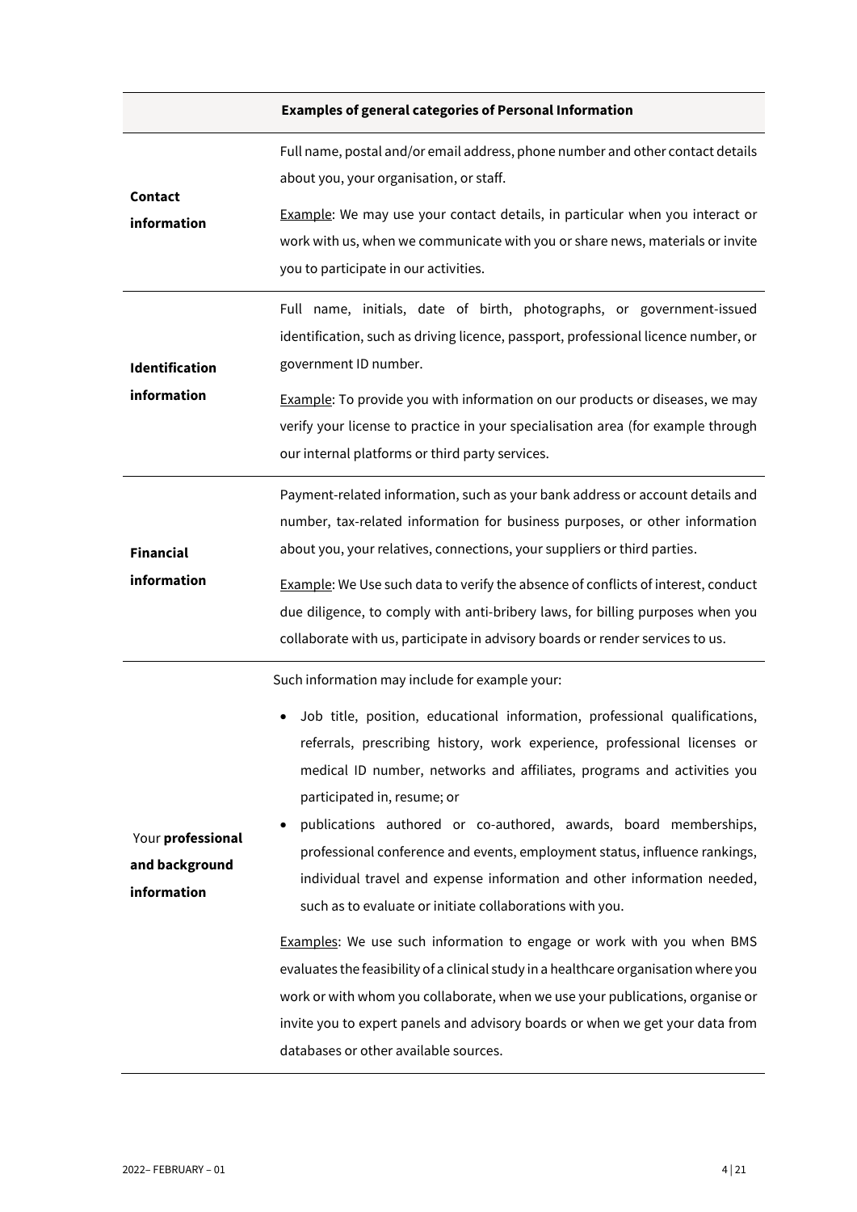| | Examples of general categories of Personal Information |
|---|---|
| **Contact information** | Full name, postal and/or email address, phone number and other contact details about you, your organisation, or staff.<br><br>Example: We may use your contact details, in particular when you interact or work with us, when we communicate with you or share news, materials or invite you to participate in our activities. |
| **Identification information** | Full name, initials, date of birth, photographs, or government-issued identification, such as driving licence, passport, professional licence number, or government ID number.<br><br>Example: To provide you with information on our products or diseases, we may verify your license to practice in your specialisation area (for example through our internal platforms or third party services. |
| **Financial information** | Payment-related information, such as your bank address or account details and number, tax-related information for business purposes, or other information about you, your relatives, connections, your suppliers or third parties.<br><br>Example: We Use such data to verify the absence of conflicts of interest, conduct due diligence, to comply with anti-bribery laws, for billing purposes when you collaborate with us, participate in advisory boards or render services to us. |
| Your **professional and background information** | Such information may include for example your:<br><br>• Job title, position, educational information, professional qualifications, referrals, prescribing history, work experience, professional licenses or medical ID number, networks and affiliates, programs and activities you participated in, resume; or<br>• publications authored or co-authored, awards, board memberships, professional conference and events, employment status, influence rankings, individual travel and expense information and other information needed, such as to evaluate or initiate collaborations with you.<br><br>Examples: We use such information to engage or work with you when BMS evaluates the feasibility of a clinical study in a healthcare organisation where you work or with whom you collaborate, when we use your publications, organise or invite you to expert panels and advisory boards or when we get your data from databases or other available sources. |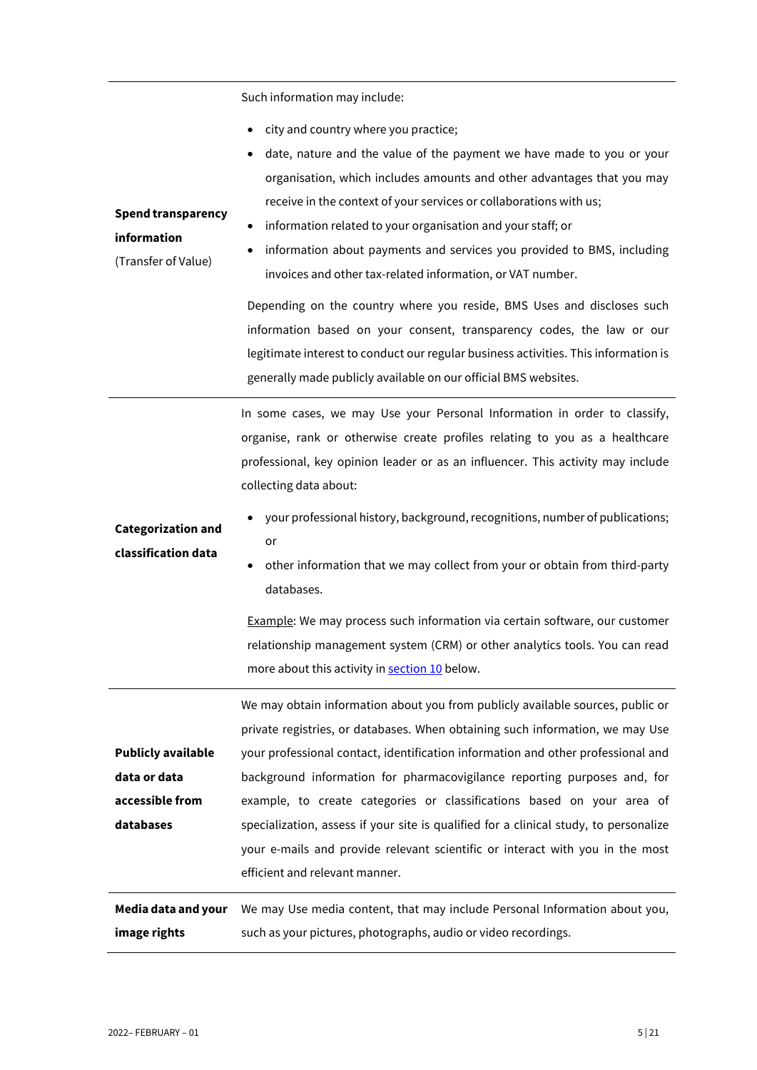| | |
|---|---|
| **Spend transparency information** (Transfer of Value) | Such information may include:<br>• city and country where you practice;<br>• date, nature and the value of the payment we have made to you or your organisation, which includes amounts and other advantages that you may receive in the context of your services or collaborations with us;<br>• information related to your organisation and your staff; or<br>• information about payments and services you provided to BMS, including invoices and other tax-related information, or VAT number.<br><br>Depending on the country where you reside, BMS Uses and discloses such information based on your consent, transparency codes, the law or our legitimate interest to conduct our regular business activities. This information is generally made publicly available on our official BMS websites. |
| **Categorization and classification data** | In some cases, we may Use your Personal Information in order to classify, organise, rank or otherwise create profiles relating to you as a healthcare professional, key opinion leader or as an influencer. This activity may include collecting data about:<br>• your professional history, background, recognitions, number of publications; or<br>• other information that we may collect from your or obtain from third-party databases.<br><br>Example: We may process such information via certain software, our customer relationship management system (CRM) or other analytics tools. You can read more about this activity in section 10 below. |
| **Publicly available data or data accessible from databases** | We may obtain information about you from publicly available sources, public or private registries, or databases. When obtaining such information, we may Use your professional contact, identification information and other professional and background information for pharmacovigilance reporting purposes and, for example, to create categories or classifications based on your area of specialization, assess if your site is qualified for a clinical study, to personalize your e-mails and provide relevant scientific or interact with you in the most efficient and relevant manner. |
| **Media data and your image rights** | We may Use media content, that may include Personal Information about you, such as your pictures, photographs, audio or video recordings. |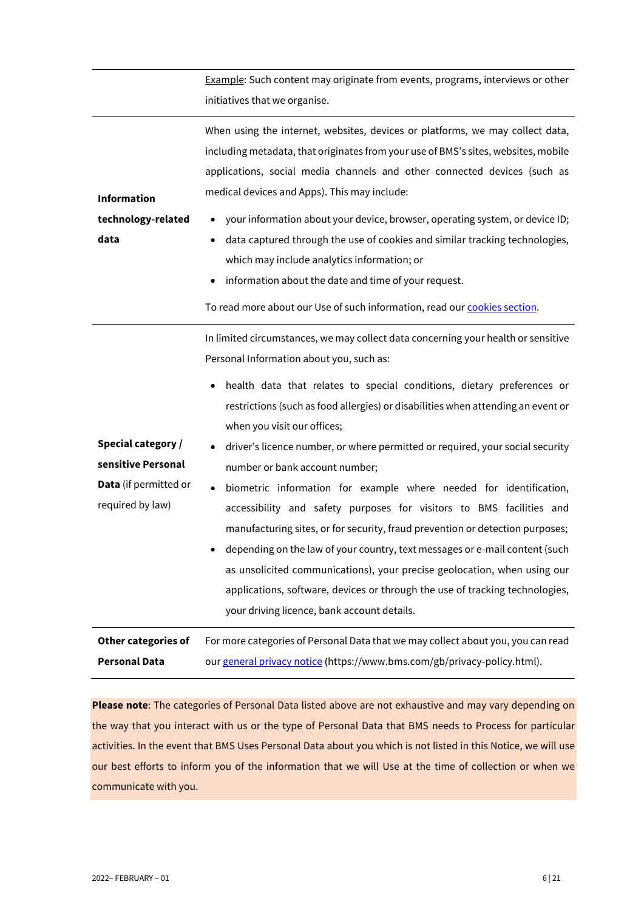| | |
|---|---|
| | Example: Such content may originate from events, programs, interviews or other initiatives that we organise. |
| **Information technology-related data** | When using the internet, websites, devices or platforms, we may collect data, including metadata, that originates from your use of BMS's sites, websites, mobile applications, social media channels and other connected devices (such as medical devices and Apps). This may include:<br>• your information about your device, browser, operating system, or device ID;<br>• data captured through the use of cookies and similar tracking technologies, which may include analytics information; or<br>• information about the date and time of your request.<br><br>To read more about our Use of such information, read our [cookies section](). |
| **Special category / sensitive Personal Data** (if permitted or required by law) | In limited circumstances, we may collect data concerning your health or sensitive Personal Information about you, such as:<br>• health data that relates to special conditions, dietary preferences or restrictions (such as food allergies) or disabilities when attending an event or when you visit our offices;<br>• driver's licence number, or where permitted or required, your social security number or bank account number;<br>• biometric information for example where needed for identification, accessibility and safety purposes for visitors to BMS facilities and manufacturing sites, or for security, fraud prevention or detection purposes;<br>• depending on the law of your country, text messages or e-mail content (such as unsolicited communications), your precise geolocation, when using our applications, software, devices or through the use of tracking technologies, your driving licence, bank account details. |
| **Other categories of Personal Data** | For more categories of Personal Data that we may collect about you, you can read our [general privacy notice]() (https://www.bms.com/gb/privacy-policy.html). |

**Please note**: The categories of Personal Data listed above are not exhaustive and may vary depending on the way that you interact with us or the type of Personal Data that BMS needs to Process for particular activities. In the event that BMS Uses Personal Data about you which is not listed in this Notice, we will use our best efforts to inform you of the information that we will Use at the time of collection or when we communicate with you.

2022– FEBRUARY – 01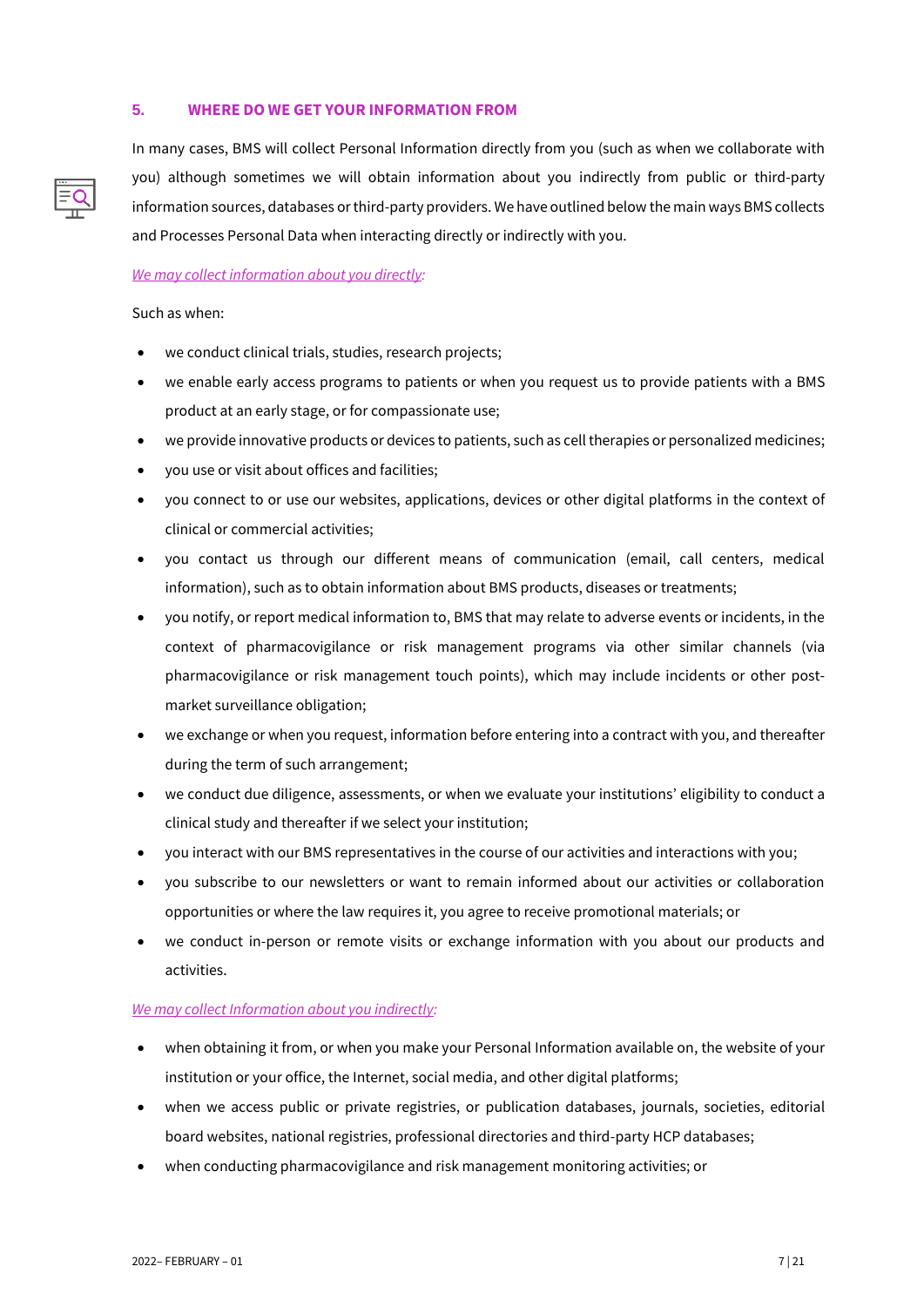## 5. WHERE DO WE GET YOUR INFORMATION FROM

In many cases, BMS will collect Personal Information directly from you (such as when we collaborate with you) although sometimes we will obtain information about you indirectly from public or third-party information sources, databases or third-party providers. We have outlined below the main ways BMS collects and Processes Personal Data when interacting directly or indirectly with you.

*We may collect information about you directly:*

Such as when:

- we conduct clinical trials, studies, research projects;
- we enable early access programs to patients or when you request us to provide patients with a BMS product at an early stage, or for compassionate use;
- we provide innovative products or devices to patients, such as cell therapies or personalized medicines;
- you use or visit about offices and facilities;
- you connect to or use our websites, applications, devices or other digital platforms in the context of clinical or commercial activities;
- you contact us through our different means of communication (email, call centers, medical information), such as to obtain information about BMS products, diseases or treatments;
- you notify, or report medical information to, BMS that may relate to adverse events or incidents, in the context of pharmacovigilance or risk management programs via other similar channels (via pharmacovigilance or risk management touch points), which may include incidents or other post-market surveillance obligation;
- we exchange or when you request, information before entering into a contract with you, and thereafter during the term of such arrangement;
- we conduct due diligence, assessments, or when we evaluate your institutions' eligibility to conduct a clinical study and thereafter if we select your institution;
- you interact with our BMS representatives in the course of our activities and interactions with you;
- you subscribe to our newsletters or want to remain informed about our activities or collaboration opportunities or where the law requires it, you agree to receive promotional materials; or
- we conduct in-person or remote visits or exchange information with you about our products and activities.

*We may collect Information about you indirectly:*

- when obtaining it from, or when you make your Personal Information available on, the website of your institution or your office, the Internet, social media, and other digital platforms;
- when we access public or private registries, or publication databases, journals, societies, editorial board websites, national registries, professional directories and third-party HCP databases;
- when conducting pharmacovigilance and risk management monitoring activities; or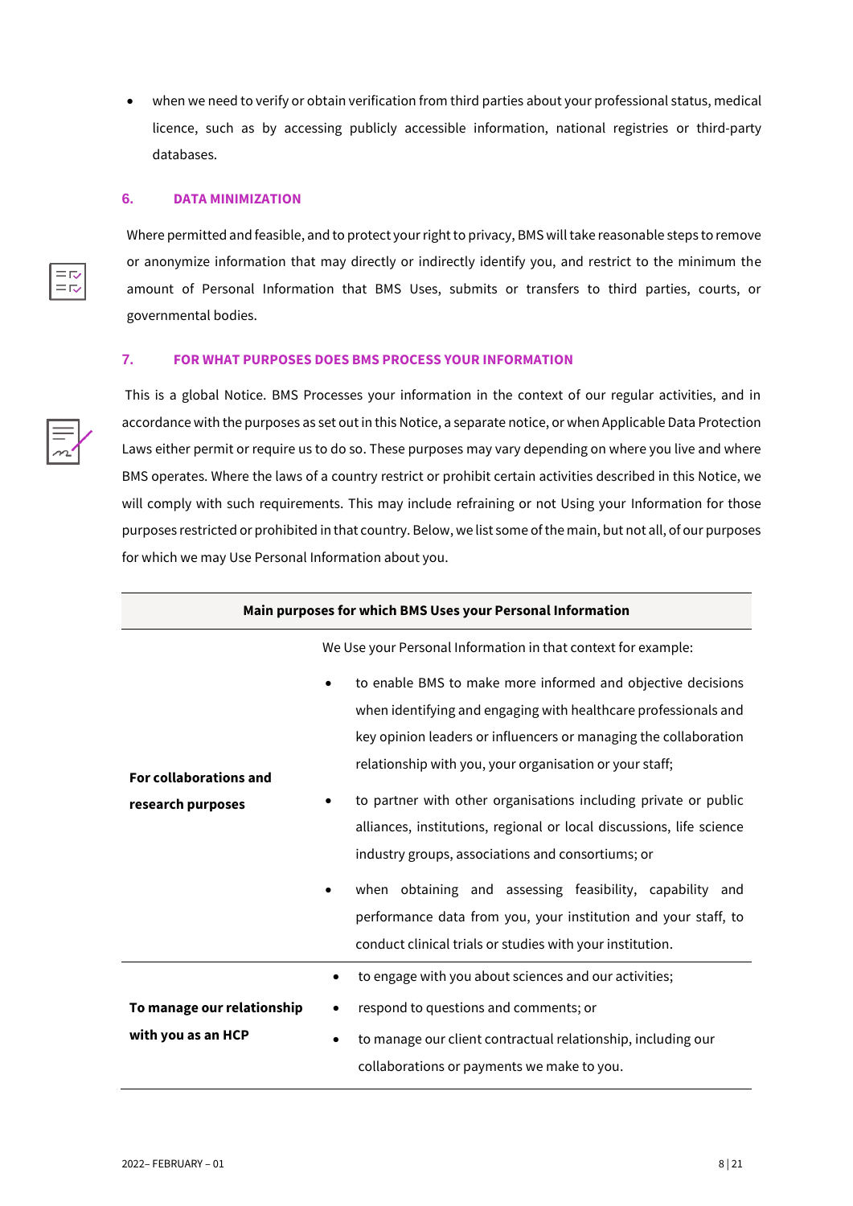- when we need to verify or obtain verification from third parties about your professional status, medical licence, such as by accessing publicly accessible information, national registries or third-party databases.

## 6. DATA MINIMIZATION

Where permitted and feasible, and to protect your right to privacy, BMS will take reasonable steps to remove or anonymize information that may directly or indirectly identify you, and restrict to the minimum the amount of Personal Information that BMS Uses, submits or transfers to third parties, courts, or governmental bodies.

## 7. FOR WHAT PURPOSES DOES BMS PROCESS YOUR INFORMATION

This is a global Notice. BMS Processes your information in the context of our regular activities, and in accordance with the purposes as set out in this Notice, a separate notice, or when Applicable Data Protection Laws either permit or require us to do so. These purposes may vary depending on where you live and where BMS operates. Where the laws of a country restrict or prohibit certain activities described in this Notice, we will comply with such requirements. This may include refraining or not Using your Information for those purposes restricted or prohibited in that country. Below, we list some of the main, but not all, of our purposes for which we may Use Personal Information about you.

| **Main purposes for which BMS Uses your Personal Information** | |
|---|---|
| **For collaborations and research purposes** | We Use your Personal Information in that context for example:<br>• to enable BMS to make more informed and objective decisions when identifying and engaging with healthcare professionals and key opinion leaders or influencers or managing the collaboration relationship with you, your organisation or your staff;<br>• to partner with other organisations including private or public alliances, institutions, regional or local discussions, life science industry groups, associations and consortiums; or<br>• when obtaining and assessing feasibility, capability and performance data from you, your institution and your staff, to conduct clinical trials or studies with your institution. |
| **To manage our relationship with you as an HCP** | • to engage with you about sciences and our activities;<br>• respond to questions and comments; or<br>• to manage our client contractual relationship, including our collaborations or payments we make to you. |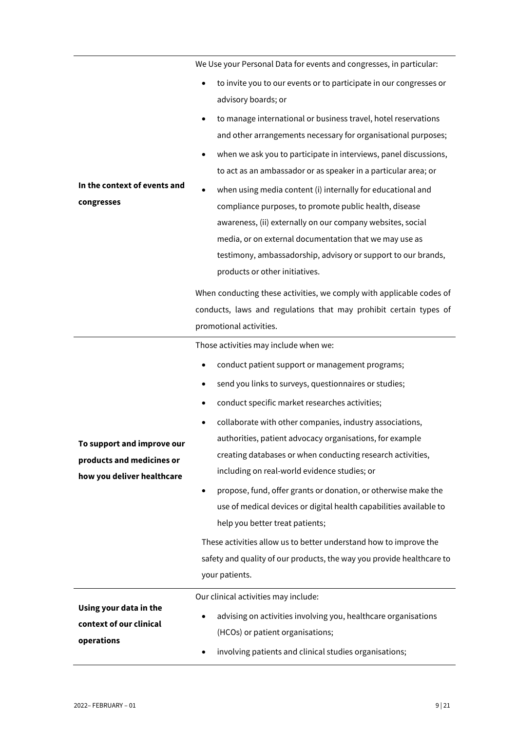| | |
|---|---|
| **In the context of events and congresses** | We Use your Personal Data for events and congresses, in particular:<br>• to invite you to our events or to participate in our congresses or advisory boards; or<br>• to manage international or business travel, hotel reservations and other arrangements necessary for organisational purposes;<br>• when we ask you to participate in interviews, panel discussions, to act as an ambassador or as speaker in a particular area; or<br>• when using media content (i) internally for educational and compliance purposes, to promote public health, disease awareness, (ii) externally on our company websites, social media, or on external documentation that we may use as testimony, ambassadorship, advisory or support to our brands, products or other initiatives.<br><br>When conducting these activities, we comply with applicable codes of conducts, laws and regulations that may prohibit certain types of promotional activities. |
| **To support and improve our products and medicines or how you deliver healthcare** | Those activities may include when we:<br>• conduct patient support or management programs;<br>• send you links to surveys, questionnaires or studies;<br>• conduct specific market researches activities;<br>• collaborate with other companies, industry associations, authorities, patient advocacy organisations, for example creating databases or when conducting research activities, including on real-world evidence studies; or<br>• propose, fund, offer grants or donation, or otherwise make the use of medical devices or digital health capabilities available to help you better treat patients;<br><br>These activities allow us to better understand how to improve the safety and quality of our products, the way you provide healthcare to your patients. |
| **Using your data in the context of our clinical operations** | Our clinical activities may include:<br>• advising on activities involving you, healthcare organisations (HCOs) or patient organisations;<br>• involving patients and clinical studies organisations; |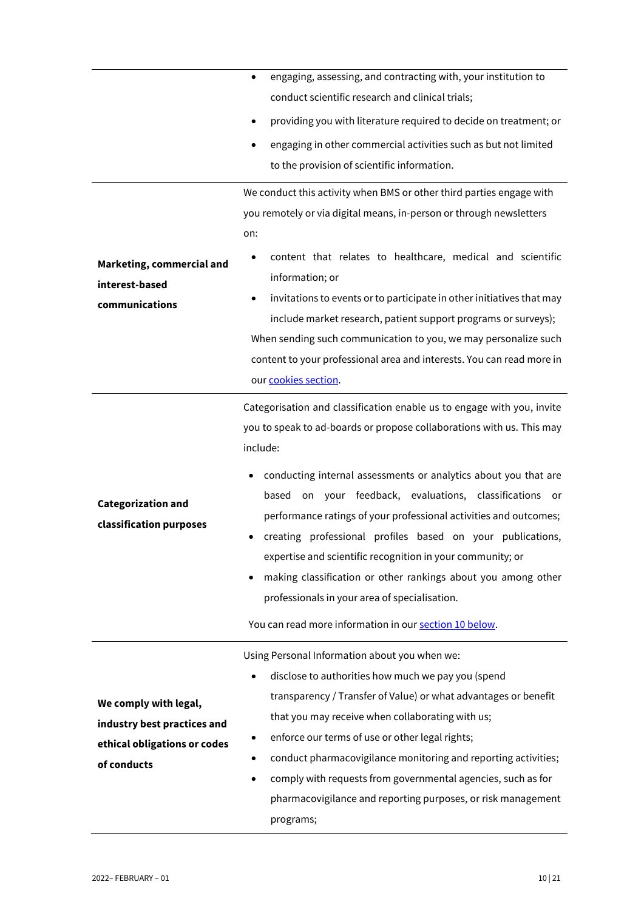| | |
|---|---|
| | <ul><li>engaging, assessing, and contracting with, your institution to conduct scientific research and clinical trials;</li><li>providing you with literature required to decide on treatment; or</li><li>engaging in other commercial activities such as but not limited to the provision of scientific information.</li></ul> |
| **Marketing, commercial and interest-based communications** | We conduct this activity when BMS or other third parties engage with you remotely or via digital means, in-person or through newsletters on:<ul><li>content that relates to healthcare, medical and scientific information; or</li><li>invitations to events or to participate in other initiatives that may include market research, patient support programs or surveys);</li></ul>When sending such communication to you, we may personalize such content to your professional area and interests. You can read more in our cookies section. |
| **Categorization and classification purposes** | Categorisation and classification enable us to engage with you, invite you to speak to ad-boards or propose collaborations with us. This may include:<ul><li>conducting internal assessments or analytics about you that are based on your feedback, evaluations, classifications or performance ratings of your professional activities and outcomes;</li><li>creating professional profiles based on your publications, expertise and scientific recognition in your community; or</li><li>making classification or other rankings about you among other professionals in your area of specialisation.</li></ul>You can read more information in our section 10 below. |
| **We comply with legal, industry best practices and ethical obligations or codes of conducts** | Using Personal Information about you when we:<ul><li>disclose to authorities how much we pay you (spend transparency / Transfer of Value) or what advantages or benefit that you may receive when collaborating with us;</li><li>enforce our terms of use or other legal rights;</li><li>conduct pharmacovigilance monitoring and reporting activities;</li><li>comply with requests from governmental agencies, such as for pharmacovigilance and reporting purposes, or risk management programs;</li></ul> |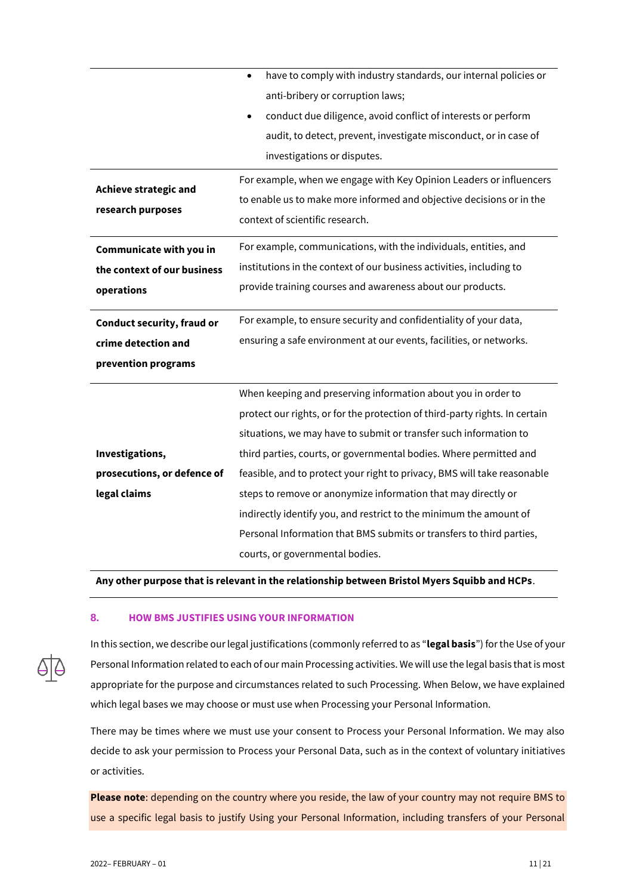| | |
|---|---|
| | • have to comply with industry standards, our internal policies or anti-bribery or corruption laws;<br>• conduct due diligence, avoid conflict of interests or perform audit, to detect, prevent, investigate misconduct, or in case of investigations or disputes. |
| **Achieve strategic and research purposes** | For example, when we engage with Key Opinion Leaders or influencers to enable us to make more informed and objective decisions or in the context of scientific research. |
| **Communicate with you in the context of our business operations** | For example, communications, with the individuals, entities, and institutions in the context of our business activities, including to provide training courses and awareness about our products. |
| **Conduct security, fraud or crime detection and prevention programs** | For example, to ensure security and confidentiality of your data, ensuring a safe environment at our events, facilities, or networks. |
| **Investigations, prosecutions, or defence of legal claims** | When keeping and preserving information about you in order to protect our rights, or for the protection of third-party rights. In certain situations, we may have to submit or transfer such information to third parties, courts, or governmental bodies. Where permitted and feasible, and to protect your right to privacy, BMS will take reasonable steps to remove or anonymize information that may directly or indirectly identify you, and restrict to the minimum the amount of Personal Information that BMS submits or transfers to third parties, courts, or governmental bodies. |

**Any other purpose that is relevant in the relationship between Bristol Myers Squibb and HCPs**.

## 8. HOW BMS JUSTIFIES USING YOUR INFORMATION

In this section, we describe our legal justifications (commonly referred to as "**legal basis**") for the Use of your Personal Information related to each of our main Processing activities. We will use the legal basis that is most appropriate for the purpose and circumstances related to such Processing. When Below, we have explained which legal bases we may choose or must use when Processing your Personal Information.

There may be times where we must use your consent to Process your Personal Information. We may also decide to ask your permission to Process your Personal Data, such as in the context of voluntary initiatives or activities.

**Please note**: depending on the country where you reside, the law of your country may not require BMS to use a specific legal basis to justify Using your Personal Information, including transfers of your Personal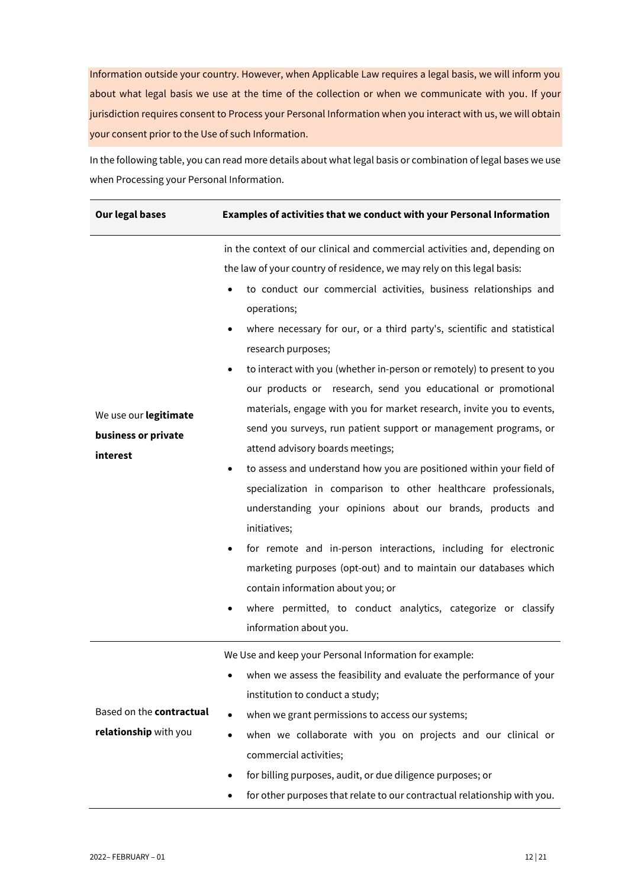Information outside your country. However, when Applicable Law requires a legal basis, we will inform you about what legal basis we use at the time of the collection or when we communicate with you. If your jurisdiction requires consent to Process your Personal Information when you interact with us, we will obtain your consent prior to the Use of such Information.

In the following table, you can read more details about what legal basis or combination of legal bases we use when Processing your Personal Information.

| Our legal bases | Examples of activities that we conduct with your Personal Information |
|---|---|
| We use our **legitimate business or private interest** | in the context of our clinical and commercial activities and, depending on the law of your country of residence, we may rely on this legal basis:<br>• to conduct our commercial activities, business relationships and operations;<br>• where necessary for our, or a third party's, scientific and statistical research purposes;<br>• to interact with you (whether in-person or remotely) to present to you our products or research, send you educational or promotional materials, engage with you for market research, invite you to events, send you surveys, run patient support or management programs, or attend advisory boards meetings;<br>• to assess and understand how you are positioned within your field of specialization in comparison to other healthcare professionals, understanding your opinions about our brands, products and initiatives;<br>• for remote and in-person interactions, including for electronic marketing purposes (opt-out) and to maintain our databases which contain information about you; or<br>• where permitted, to conduct analytics, categorize or classify information about you. |
| Based on the **contractual relationship** with you | We Use and keep your Personal Information for example:<br>• when we assess the feasibility and evaluate the performance of your institution to conduct a study;<br>• when we grant permissions to access our systems;<br>• when we collaborate with you on projects and our clinical or commercial activities;<br>• for billing purposes, audit, or due diligence purposes; or<br>• for other purposes that relate to our contractual relationship with you. |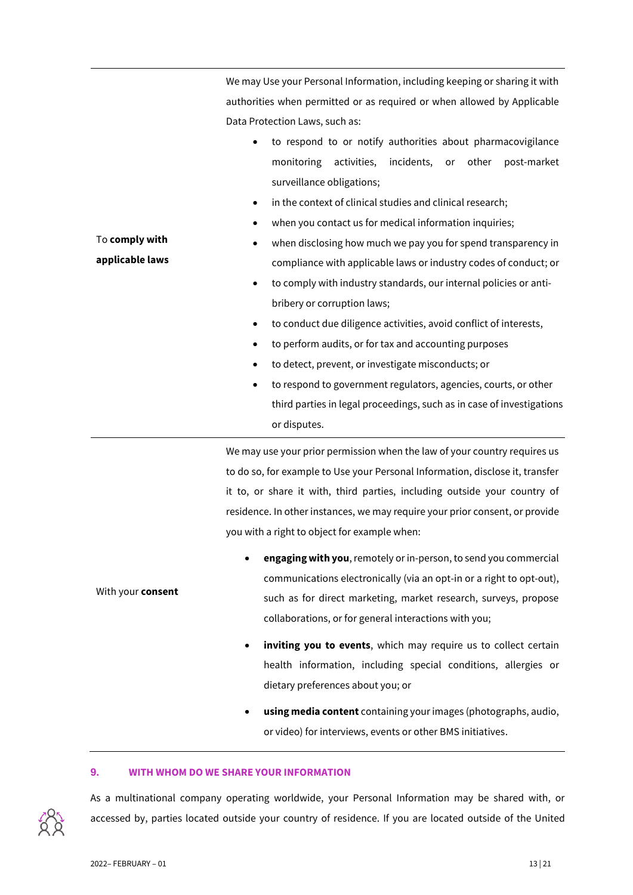| | |
|---|---|
| To **comply with applicable laws** | We may Use your Personal Information, including keeping or sharing it with authorities when permitted or as required or when allowed by Applicable Data Protection Laws, such as:<br>• to respond to or notify authorities about pharmacovigilance monitoring activities, incidents, or other post-market surveillance obligations;<br>• in the context of clinical studies and clinical research;<br>• when you contact us for medical information inquiries;<br>• when disclosing how much we pay you for spend transparency in compliance with applicable laws or industry codes of conduct; or<br>• to comply with industry standards, our internal policies or anti-bribery or corruption laws;<br>• to conduct due diligence activities, avoid conflict of interests,<br>• to perform audits, or for tax and accounting purposes<br>• to detect, prevent, or investigate misconducts; or<br>• to respond to government regulators, agencies, courts, or other third parties in legal proceedings, such as in case of investigations or disputes. |
| With your **consent** | We may use your prior permission when the law of your country requires us to do so, for example to Use your Personal Information, disclose it, transfer it to, or share it with, third parties, including outside your country of residence. In other instances, we may require your prior consent, or provide you with a right to object for example when:<br>• **engaging with you**, remotely or in-person, to send you commercial communications electronically (via an opt-in or a right to opt-out), such as for direct marketing, market research, surveys, propose collaborations, or for general interactions with you;<br>• **inviting you to events**, which may require us to collect certain health information, including special conditions, allergies or dietary preferences about you; or<br>• **using media content** containing your images (photographs, audio, or video) for interviews, events or other BMS initiatives. |

## 9. WITH WHOM DO WE SHARE YOUR INFORMATION

As a multinational company operating worldwide, your Personal Information may be shared with, or accessed by, parties located outside your country of residence. If you are located outside of the United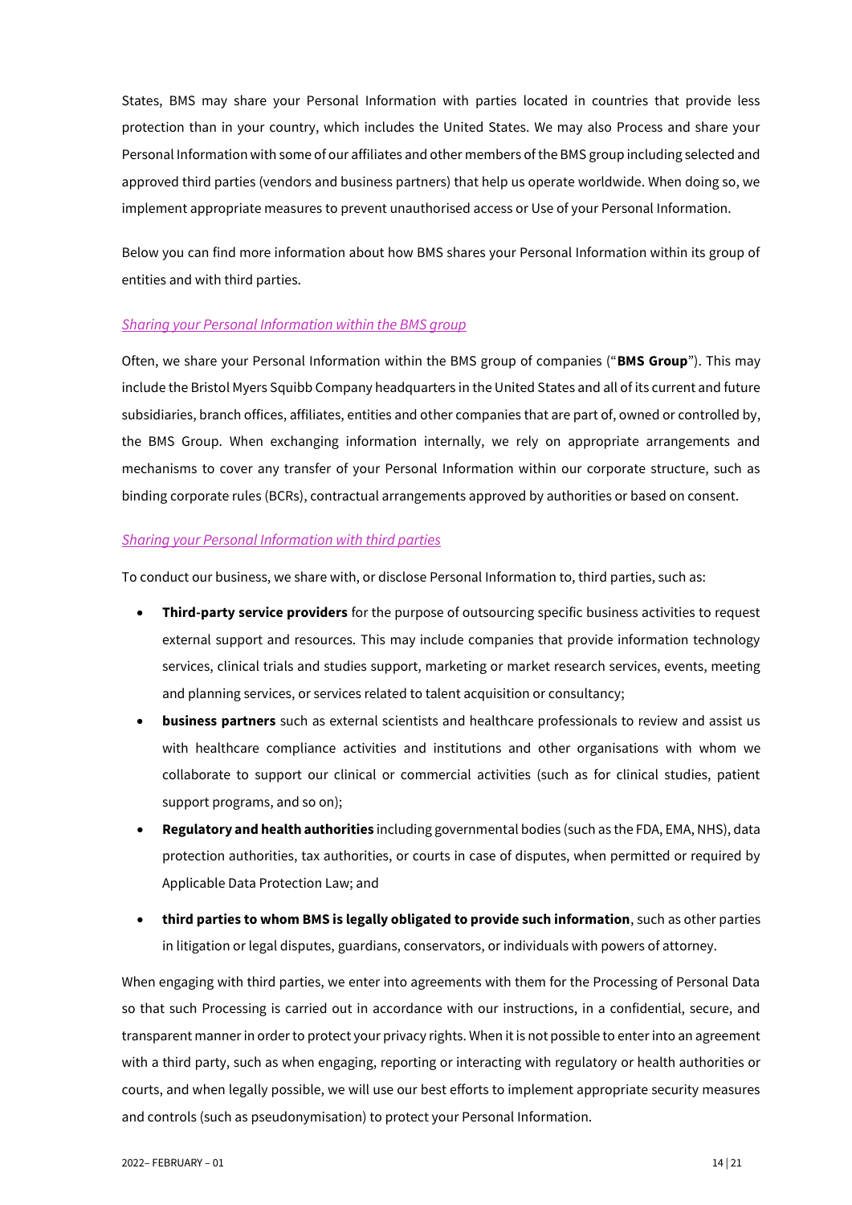States, BMS may share your Personal Information with parties located in countries that provide less protection than in your country, which includes the United States. We may also Process and share your Personal Information with some of our affiliates and other members of the BMS group including selected and approved third parties (vendors and business partners) that help us operate worldwide. When doing so, we implement appropriate measures to prevent unauthorised access or Use of your Personal Information.

Below you can find more information about how BMS shares your Personal Information within its group of entities and with third parties.

*Sharing your Personal Information within the BMS group*

Often, we share your Personal Information within the BMS group of companies ("**BMS Group**"). This may include the Bristol Myers Squibb Company headquarters in the United States and all of its current and future subsidiaries, branch offices, affiliates, entities and other companies that are part of, owned or controlled by, the BMS Group. When exchanging information internally, we rely on appropriate arrangements and mechanisms to cover any transfer of your Personal Information within our corporate structure, such as binding corporate rules (BCRs), contractual arrangements approved by authorities or based on consent.

*Sharing your Personal Information with third parties*

To conduct our business, we share with, or disclose Personal Information to, third parties, such as:

- **Third-party service providers** for the purpose of outsourcing specific business activities to request external support and resources. This may include companies that provide information technology services, clinical trials and studies support, marketing or market research services, events, meeting and planning services, or services related to talent acquisition or consultancy;
- **business partners** such as external scientists and healthcare professionals to review and assist us with healthcare compliance activities and institutions and other organisations with whom we collaborate to support our clinical or commercial activities (such as for clinical studies, patient support programs, and so on);
- **Regulatory and health authorities** including governmental bodies (such as the FDA, EMA, NHS), data protection authorities, tax authorities, or courts in case of disputes, when permitted or required by Applicable Data Protection Law; and
- **third parties to whom BMS is legally obligated to provide such information**, such as other parties in litigation or legal disputes, guardians, conservators, or individuals with powers of attorney.

When engaging with third parties, we enter into agreements with them for the Processing of Personal Data so that such Processing is carried out in accordance with our instructions, in a confidential, secure, and transparent manner in order to protect your privacy rights. When it is not possible to enter into an agreement with a third party, such as when engaging, reporting or interacting with regulatory or health authorities or courts, and when legally possible, we will use our best efforts to implement appropriate security measures and controls (such as pseudonymisation) to protect your Personal Information.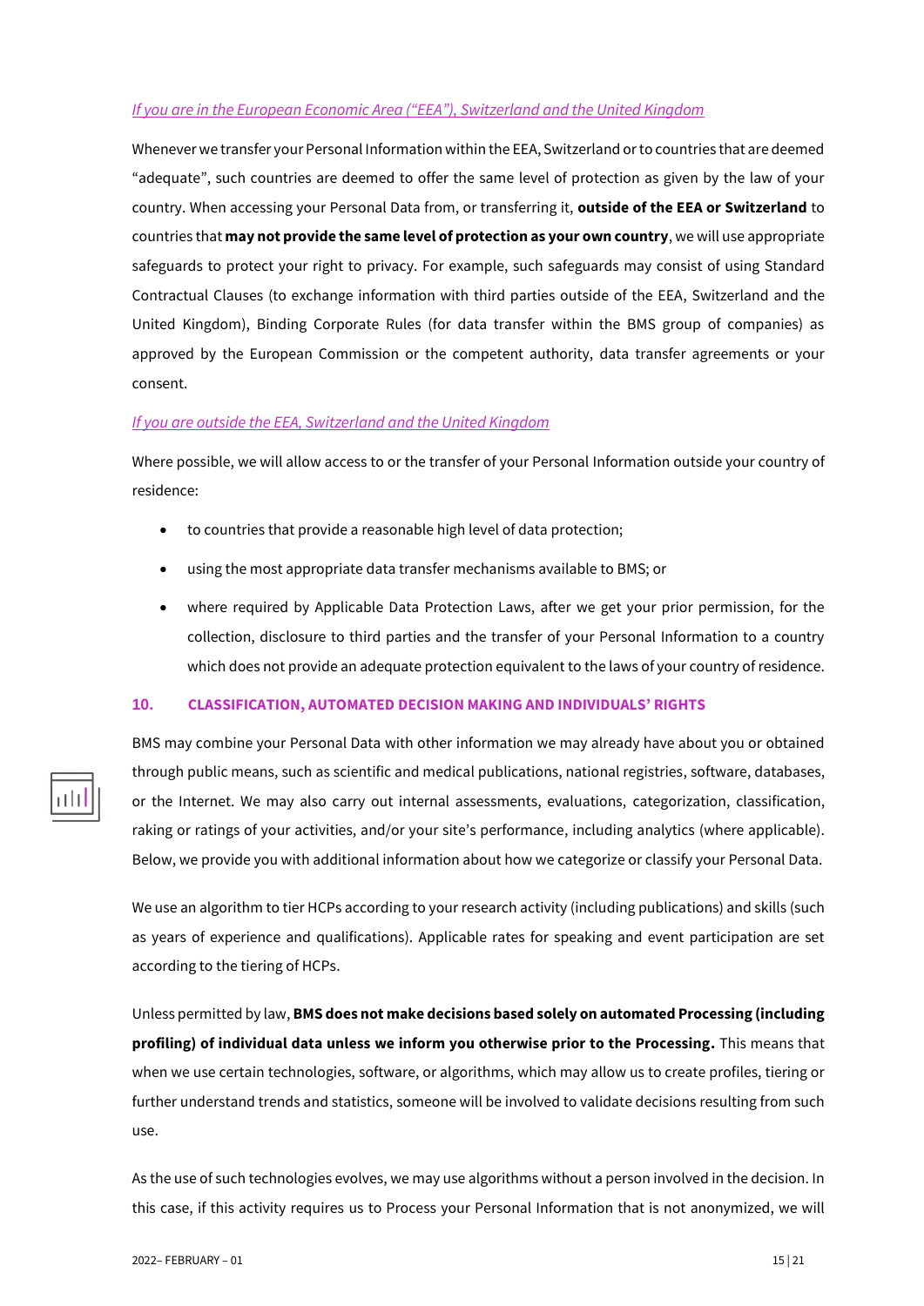*If you are in the European Economic Area ("EEA"), Switzerland and the United Kingdom*

Whenever we transfer your Personal Information within the EEA, Switzerland or to countries that are deemed "adequate", such countries are deemed to offer the same level of protection as given by the law of your country. When accessing your Personal Data from, or transferring it, **outside of the EEA or Switzerland** to countries that **may not provide the same level of protection as your own country**, we will use appropriate safeguards to protect your right to privacy. For example, such safeguards may consist of using Standard Contractual Clauses (to exchange information with third parties outside of the EEA, Switzerland and the United Kingdom), Binding Corporate Rules (for data transfer within the BMS group of companies) as approved by the European Commission or the competent authority, data transfer agreements or your consent.

*If you are outside the EEA, Switzerland and the United Kingdom*

Where possible, we will allow access to or the transfer of your Personal Information outside your country of residence:

- to countries that provide a reasonable high level of data protection;
- using the most appropriate data transfer mechanisms available to BMS; or
- where required by Applicable Data Protection Laws, after we get your prior permission, for the collection, disclosure to third parties and the transfer of your Personal Information to a country which does not provide an adequate protection equivalent to the laws of your country of residence.

## 10. CLASSIFICATION, AUTOMATED DECISION MAKING AND INDIVIDUALS' RIGHTS

BMS may combine your Personal Data with other information we may already have about you or obtained through public means, such as scientific and medical publications, national registries, software, databases, or the Internet. We may also carry out internal assessments, evaluations, categorization, classification, raking or ratings of your activities, and/or your site's performance, including analytics (where applicable). Below, we provide you with additional information about how we categorize or classify your Personal Data.

We use an algorithm to tier HCPs according to your research activity (including publications) and skills (such as years of experience and qualifications). Applicable rates for speaking and event participation are set according to the tiering of HCPs.

Unless permitted by law, **BMS does not make decisions based solely on automated Processing (including profiling) of individual data unless we inform you otherwise prior to the Processing.** This means that when we use certain technologies, software, or algorithms, which may allow us to create profiles, tiering or further understand trends and statistics, someone will be involved to validate decisions resulting from such use.

As the use of such technologies evolves, we may use algorithms without a person involved in the decision. In this case, if this activity requires us to Process your Personal Information that is not anonymized, we will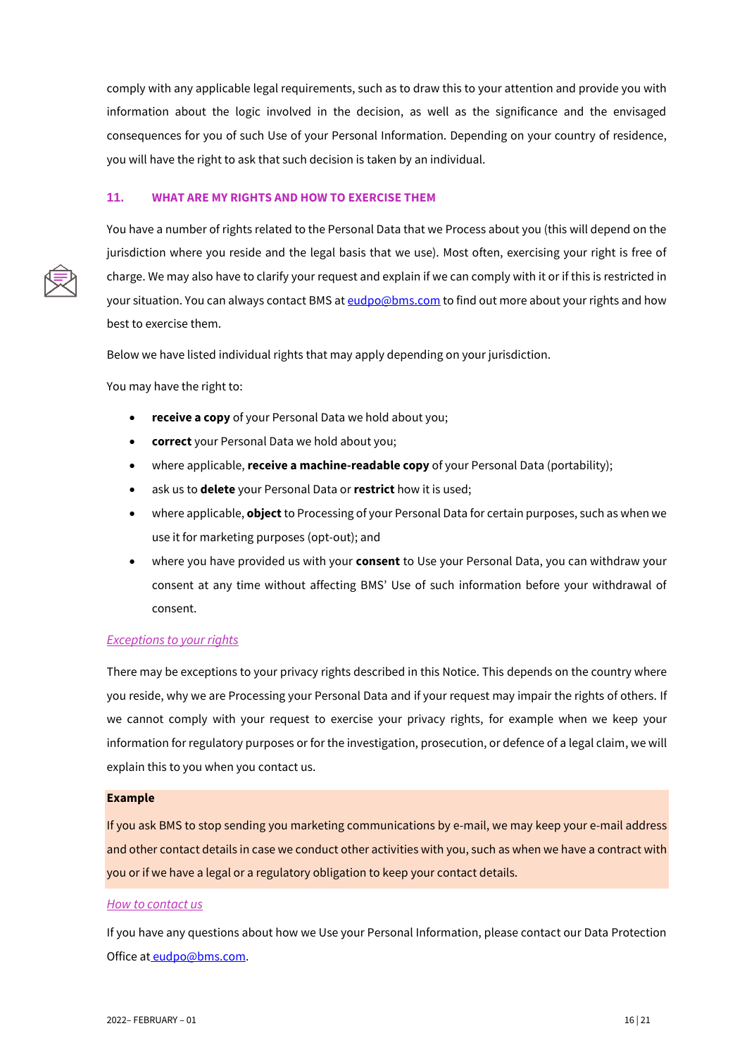comply with any applicable legal requirements, such as to draw this to your attention and provide you with information about the logic involved in the decision, as well as the significance and the envisaged consequences for you of such Use of your Personal Information. Depending on your country of residence, you will have the right to ask that such decision is taken by an individual.

## 11. WHAT ARE MY RIGHTS AND HOW TO EXERCISE THEM

You have a number of rights related to the Personal Data that we Process about you (this will depend on the jurisdiction where you reside and the legal basis that we use). Most often, exercising your right is free of charge. We may also have to clarify your request and explain if we can comply with it or if this is restricted in your situation. You can always contact BMS at eudpo@bms.com to find out more about your rights and how best to exercise them.

Below we have listed individual rights that may apply depending on your jurisdiction.

You may have the right to:

- **receive a copy** of your Personal Data we hold about you;
- **correct** your Personal Data we hold about you;
- where applicable, **receive a machine-readable copy** of your Personal Data (portability);
- ask us to **delete** your Personal Data or **restrict** how it is used;
- where applicable, **object** to Processing of your Personal Data for certain purposes, such as when we use it for marketing purposes (opt-out); and
- where you have provided us with your **consent** to Use your Personal Data, you can withdraw your consent at any time without affecting BMS' Use of such information before your withdrawal of consent.

*Exceptions to your rights*

There may be exceptions to your privacy rights described in this Notice. This depends on the country where you reside, why we are Processing your Personal Data and if your request may impair the rights of others. If we cannot comply with your request to exercise your privacy rights, for example when we keep your information for regulatory purposes or for the investigation, prosecution, or defence of a legal claim, we will explain this to you when you contact us.

**Example**

If you ask BMS to stop sending you marketing communications by e-mail, we may keep your e-mail address and other contact details in case we conduct other activities with you, such as when we have a contract with you or if we have a legal or a regulatory obligation to keep your contact details.

*How to contact us*

If you have any questions about how we Use your Personal Information, please contact our Data Protection Office at eudpo@bms.com.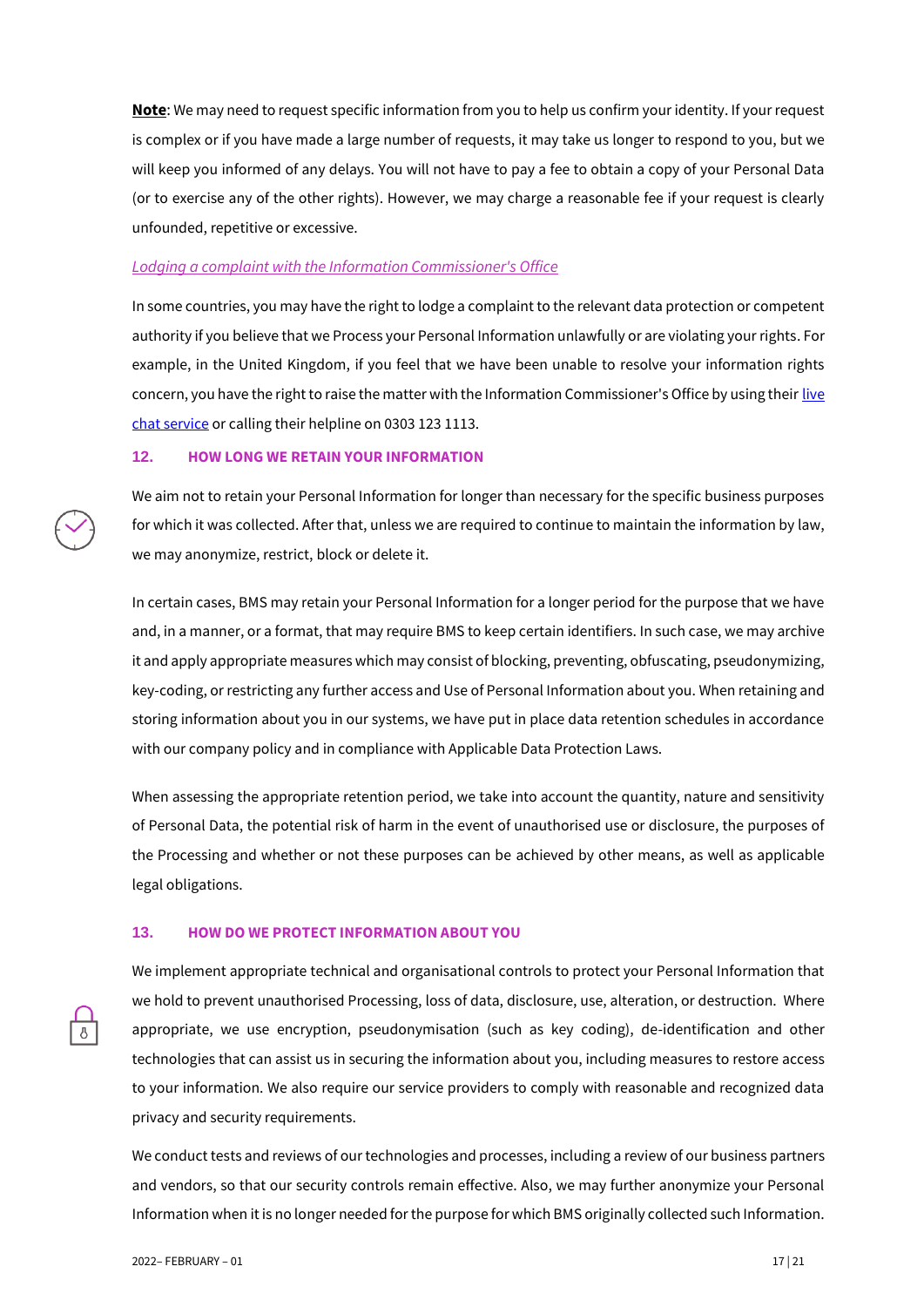**Note**: We may need to request specific information from you to help us confirm your identity. If your request is complex or if you have made a large number of requests, it may take us longer to respond to you, but we will keep you informed of any delays. You will not have to pay a fee to obtain a copy of your Personal Data (or to exercise any of the other rights). However, we may charge a reasonable fee if your request is clearly unfounded, repetitive or excessive.

*Lodging a complaint with the Information Commissioner's Office*

In some countries, you may have the right to lodge a complaint to the relevant data protection or competent authority if you believe that we Process your Personal Information unlawfully or are violating your rights. For example, in the United Kingdom, if you feel that we have been unable to resolve your information rights concern, you have the right to raise the matter with the Information Commissioner's Office by using their live chat service or calling their helpline on 0303 123 1113.

## 12. HOW LONG WE RETAIN YOUR INFORMATION

We aim not to retain your Personal Information for longer than necessary for the specific business purposes for which it was collected. After that, unless we are required to continue to maintain the information by law, we may anonymize, restrict, block or delete it.

In certain cases, BMS may retain your Personal Information for a longer period for the purpose that we have and, in a manner, or a format, that may require BMS to keep certain identifiers. In such case, we may archive it and apply appropriate measures which may consist of blocking, preventing, obfuscating, pseudonymizing, key-coding, or restricting any further access and Use of Personal Information about you. When retaining and storing information about you in our systems, we have put in place data retention schedules in accordance with our company policy and in compliance with Applicable Data Protection Laws.

When assessing the appropriate retention period, we take into account the quantity, nature and sensitivity of Personal Data, the potential risk of harm in the event of unauthorised use or disclosure, the purposes of the Processing and whether or not these purposes can be achieved by other means, as well as applicable legal obligations.

## 13. HOW DO WE PROTECT INFORMATION ABOUT YOU

We implement appropriate technical and organisational controls to protect your Personal Information that we hold to prevent unauthorised Processing, loss of data, disclosure, use, alteration, or destruction. Where appropriate, we use encryption, pseudonymisation (such as key coding), de-identification and other technologies that can assist us in securing the information about you, including measures to restore access to your information. We also require our service providers to comply with reasonable and recognized data privacy and security requirements.

We conduct tests and reviews of our technologies and processes, including a review of our business partners and vendors, so that our security controls remain effective. Also, we may further anonymize your Personal Information when it is no longer needed for the purpose for which BMS originally collected such Information.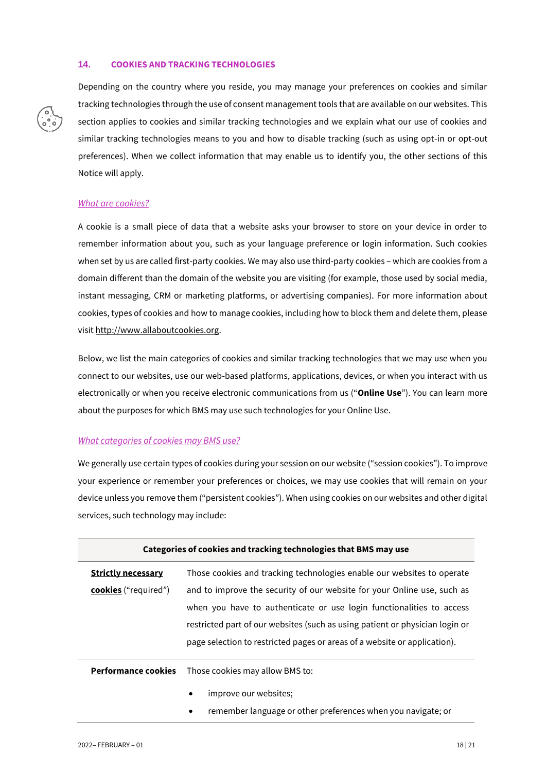## 14. COOKIES AND TRACKING TECHNOLOGIES

Depending on the country where you reside, you may manage your preferences on cookies and similar tracking technologies through the use of consent management tools that are available on our websites. This section applies to cookies and similar tracking technologies and we explain what our use of cookies and similar tracking technologies means to you and how to disable tracking (such as using opt-in or opt-out preferences). When we collect information that may enable us to identify you, the other sections of this Notice will apply.

### *What are cookies?*

A cookie is a small piece of data that a website asks your browser to store on your device in order to remember information about you, such as your language preference or login information. Such cookies when set by us are called first-party cookies. We may also use third-party cookies – which are cookies from a domain different than the domain of the website you are visiting (for example, those used by social media, instant messaging, CRM or marketing platforms, or advertising companies). For more information about cookies, types of cookies and how to manage cookies, including how to block them and delete them, please visit http://www.allaboutcookies.org.

Below, we list the main categories of cookies and similar tracking technologies that we may use when you connect to our websites, use our web-based platforms, applications, devices, or when you interact with us electronically or when you receive electronic communications from us ("**Online Use**"). You can learn more about the purposes for which BMS may use such technologies for your Online Use.

### *What categories of cookies may BMS use?*

We generally use certain types of cookies during your session on our website ("session cookies"). To improve your experience or remember your preferences or choices, we may use cookies that will remain on your device unless you remove them ("persistent cookies"). When using cookies on our websites and other digital services, such technology may include:

| Categories of cookies and tracking technologies that BMS may use | |
|---|---|
| **Strictly necessary cookies** ("required") | Those cookies and tracking technologies enable our websites to operate and to improve the security of our website for your Online use, such as when you have to authenticate or use login functionalities to access restricted part of our websites (such as using patient or physician login or page selection to restricted pages or areas of a website or application). |
| **Performance cookies** | Those cookies may allow BMS to:<br>• improve our websites;<br>• remember language or other preferences when you navigate; or |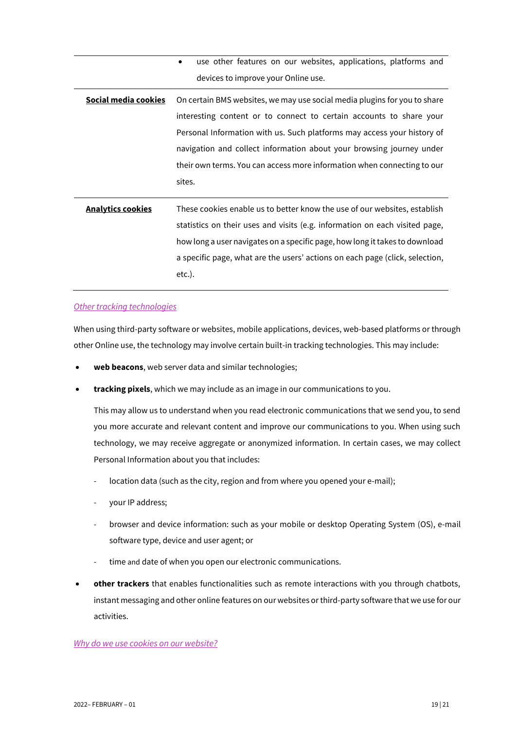| | |
|---|---|
| | • use other features on our websites, applications, platforms and devices to improve your Online use. |
| **Social media cookies** | On certain BMS websites, we may use social media plugins for you to share interesting content or to connect to certain accounts to share your Personal Information with us. Such platforms may access your history of navigation and collect information about your browsing journey under their own terms. You can access more information when connecting to our sites. |
| **Analytics cookies** | These cookies enable us to better know the use of our websites, establish statistics on their uses and visits (e.g. information on each visited page, how long a user navigates on a specific page, how long it takes to download a specific page, what are the users' actions on each page (click, selection, etc.). |

*Other tracking technologies*

When using third-party software or websites, mobile applications, devices, web-based platforms or through other Online use, the technology may involve certain built-in tracking technologies. This may include:

- **web beacons**, web server data and similar technologies;
- **tracking pixels**, which we may include as an image in our communications to you.

  This may allow us to understand when you read electronic communications that we send you, to send you more accurate and relevant content and improve our communications to you. When using such technology, we may receive aggregate or anonymized information. In certain cases, we may collect Personal Information about you that includes:

  - location data (such as the city, region and from where you opened your e-mail);
  - your IP address;
  - browser and device information: such as your mobile or desktop Operating System (OS), e-mail software type, device and user agent; or
  - time and date of when you open our electronic communications.
- **other trackers** that enables functionalities such as remote interactions with you through chatbots, instant messaging and other online features on our websites or third-party software that we use for our activities.

*Why do we use cookies on our website?*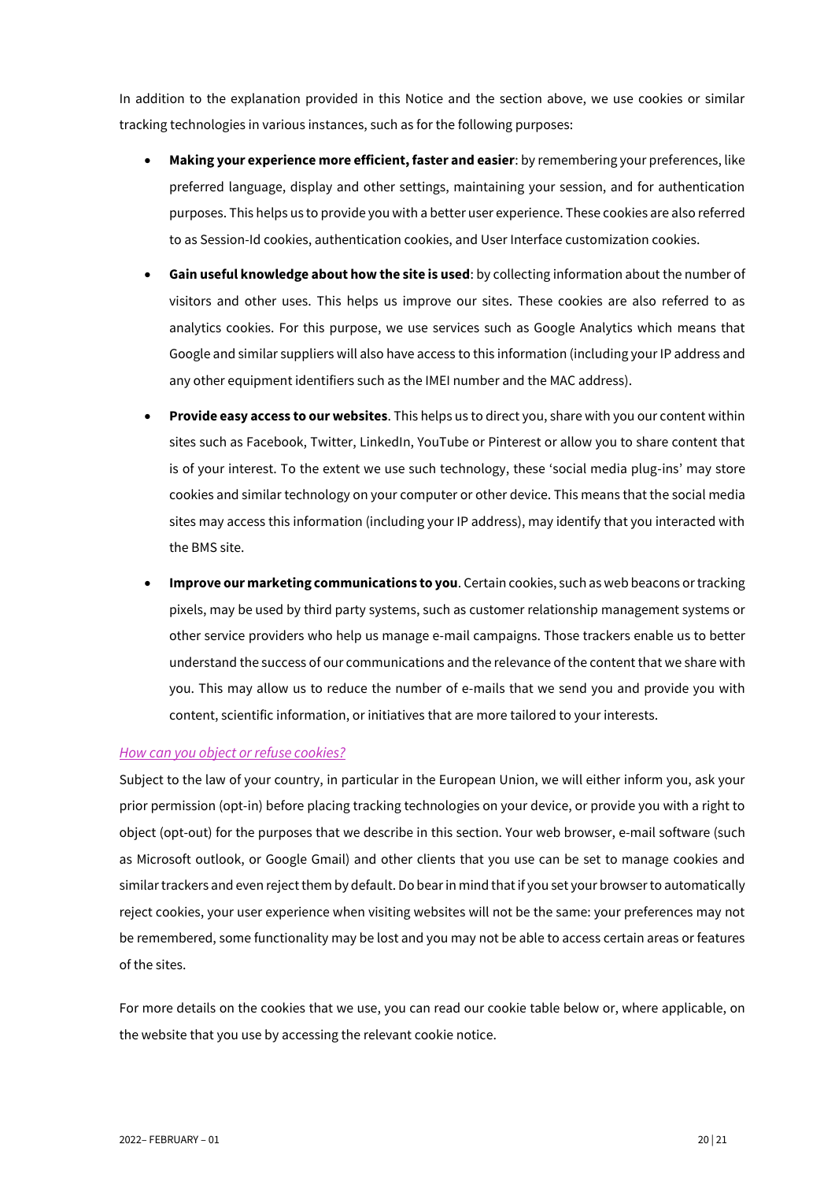In addition to the explanation provided in this Notice and the section above, we use cookies or similar tracking technologies in various instances, such as for the following purposes:

- **Making your experience more efficient, faster and easier**: by remembering your preferences, like preferred language, display and other settings, maintaining your session, and for authentication purposes. This helps us to provide you with a better user experience. These cookies are also referred to as Session-Id cookies, authentication cookies, and User Interface customization cookies.
- **Gain useful knowledge about how the site is used**: by collecting information about the number of visitors and other uses. This helps us improve our sites. These cookies are also referred to as analytics cookies. For this purpose, we use services such as Google Analytics which means that Google and similar suppliers will also have access to this information (including your IP address and any other equipment identifiers such as the IMEI number and the MAC address).
- **Provide easy access to our websites**. This helps us to direct you, share with you our content within sites such as Facebook, Twitter, LinkedIn, YouTube or Pinterest or allow you to share content that is of your interest. To the extent we use such technology, these 'social media plug-ins' may store cookies and similar technology on your computer or other device. This means that the social media sites may access this information (including your IP address), may identify that you interacted with the BMS site.
- **Improve our marketing communications to you**. Certain cookies, such as web beacons or tracking pixels, may be used by third party systems, such as customer relationship management systems or other service providers who help us manage e-mail campaigns. Those trackers enable us to better understand the success of our communications and the relevance of the content that we share with you. This may allow us to reduce the number of e-mails that we send you and provide you with content, scientific information, or initiatives that are more tailored to your interests.

*How can you object or refuse cookies?*

Subject to the law of your country, in particular in the European Union, we will either inform you, ask your prior permission (opt-in) before placing tracking technologies on your device, or provide you with a right to object (opt-out) for the purposes that we describe in this section. Your web browser, e-mail software (such as Microsoft outlook, or Google Gmail) and other clients that you use can be set to manage cookies and similar trackers and even reject them by default. Do bear in mind that if you set your browser to automatically reject cookies, your user experience when visiting websites will not be the same: your preferences may not be remembered, some functionality may be lost and you may not be able to access certain areas or features of the sites.

For more details on the cookies that we use, you can read our cookie table below or, where applicable, on the website that you use by accessing the relevant cookie notice.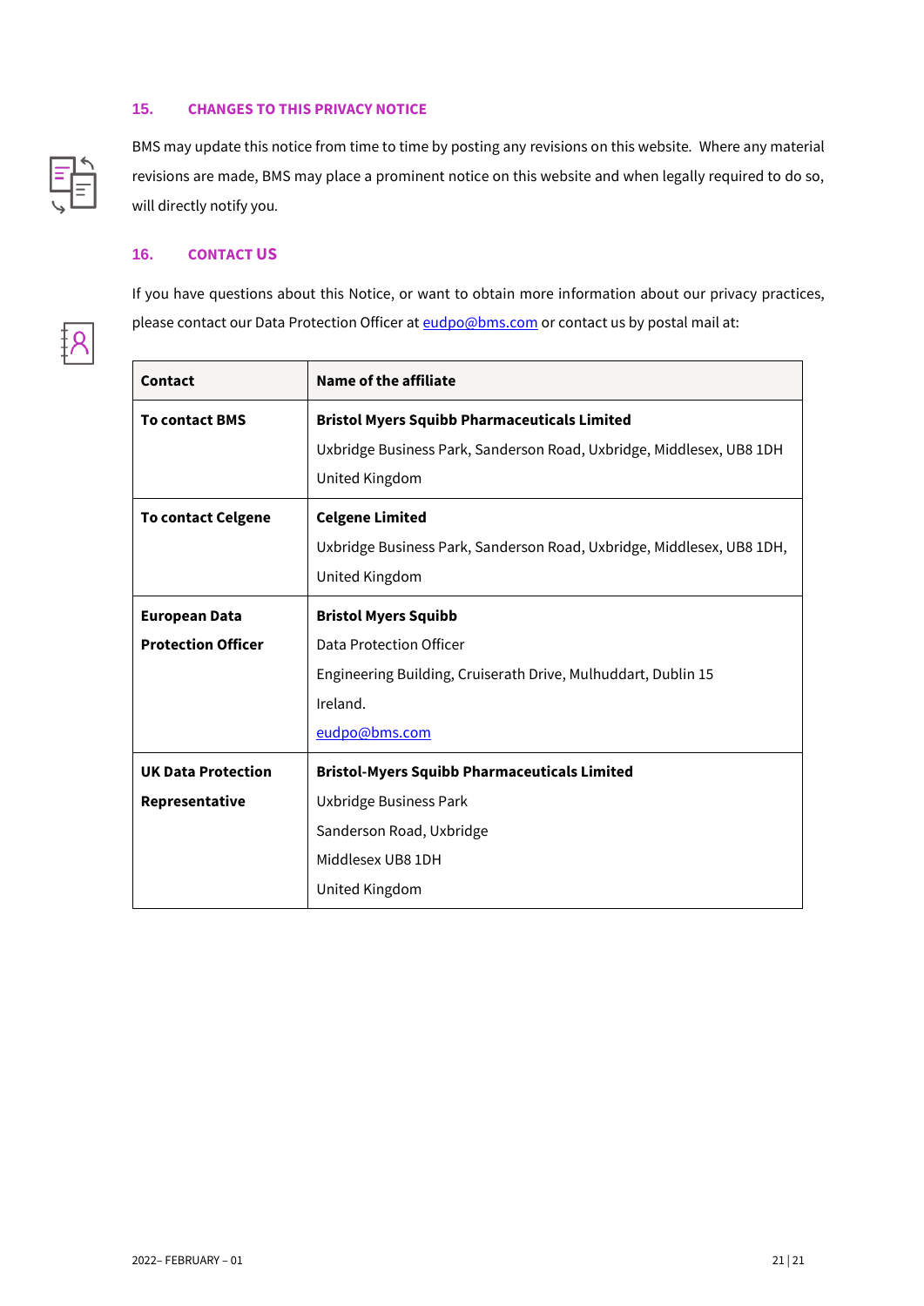## 15. CHANGES TO THIS PRIVACY NOTICE

BMS may update this notice from time to time by posting any revisions on this website. Where any material revisions are made, BMS may place a prominent notice on this website and when legally required to do so, will directly notify you.

## 16. CONTACT US

If you have questions about this Notice, or want to obtain more information about our privacy practices, please contact our Data Protection Officer at eudpo@bms.com or contact us by postal mail at:

| Contact | Name of the affiliate |
|---|---|
| **To contact BMS** | **Bristol Myers Squibb Pharmaceuticals Limited**<br>Uxbridge Business Park, Sanderson Road, Uxbridge, Middlesex, UB8 1DH<br>United Kingdom |
| **To contact Celgene** | **Celgene Limited**<br>Uxbridge Business Park, Sanderson Road, Uxbridge, Middlesex, UB8 1DH,<br>United Kingdom |
| **European Data Protection Officer** | **Bristol Myers Squibb**<br>Data Protection Officer<br>Engineering Building, Cruiserath Drive, Mulhuddart, Dublin 15<br>Ireland.<br>eudpo@bms.com |
| **UK Data Protection Representative** | **Bristol-Myers Squibb Pharmaceuticals Limited**<br>Uxbridge Business Park<br>Sanderson Road, Uxbridge<br>Middlesex UB8 1DH<br>United Kingdom |

2022– FEBRUARY – 01